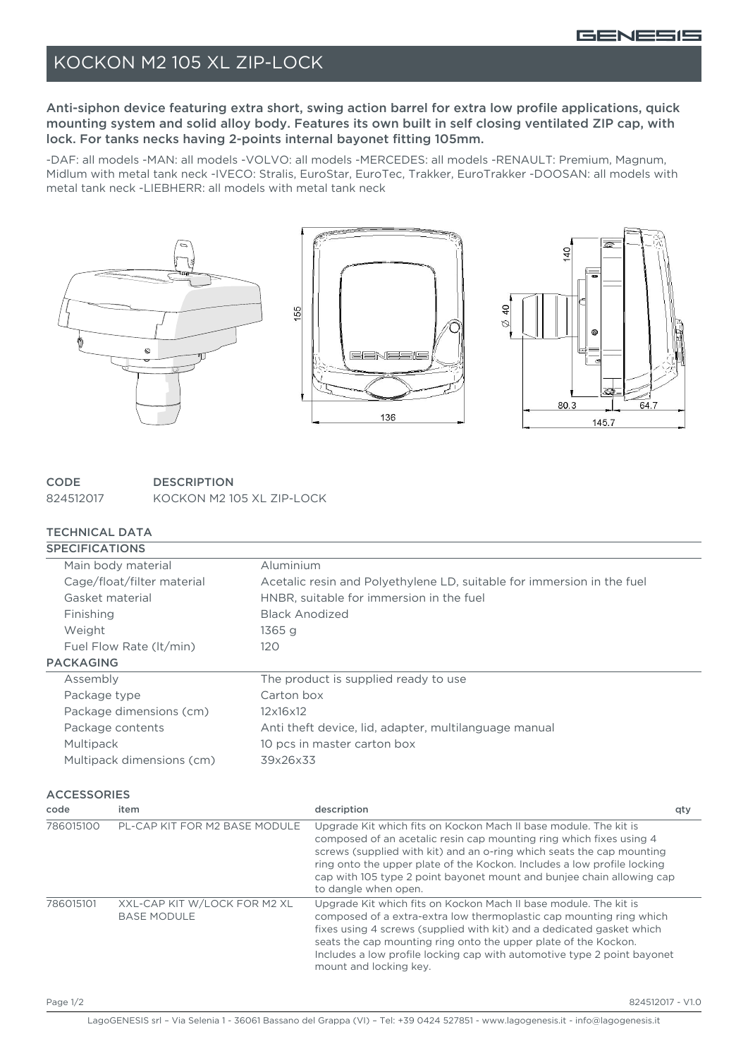# KOCKON M2 105 XL ZIP-LOCK

**Anti-siphon device featuring extra short, swing action barrel for extra low profile applications, quick mounting system and solid alloy body. Features its own built in self closing ventilated ZIP cap, with lock. For tanks necks having 2-points internal bayonet fitting 105mm.**

-DAF: all models -MAN: all models -VOLVO: all models -MERCEDES: all models -RENAULT: Premium, Magnum, Midlum with metal tank neck -IVECO: Stralis, EuroStar, EuroTec, Trakker, EuroTrakker -DOOSAN: all models with metal tank neck -LIEBHERR: all models with metal tank neck

| CODE | DESCRIPTION |
|---|---|
| 824512017 | KOCKON M2 105 XL ZIP-LOCK |

## TECHNICAL DATA

### SPECIFICATIONS

| | |
|---|---|
| Main body material | Aluminium |
| Cage/float/filter material | Acetalic resin and Polyethylene LD, suitable for immersion in the fuel |
| Gasket material | HNBR, suitable for immersion in the fuel |
| Finishing | Black Anodized |
| Weight | 1365 g |
| Fuel Flow Rate (lt/min) | 120 |

### PACKAGING

| | |
|---|---|
| Assembly | The product is supplied ready to use |
| Package type | Carton box |
| Package dimensions (cm) | 12x16x12 |
| Package contents | Anti theft device, lid, adapter, multilanguage manual |
| Multipack | 10 pcs in master carton box |
| Multipack dimensions (cm) | 39x26x33 |

## ACCESSORIES

| code | item | description | qty |
|---|---|---|---|
| 786015100 | PL-CAP KIT FOR M2 BASE MODULE | Upgrade Kit which fits on Kockon Mach II base module. The kit is composed of an acetalic resin cap mounting ring which fixes using 4 screws (supplied with kit) and an o-ring which seats the cap mounting ring onto the upper plate of the Kockon. Includes a low profile locking cap with 105 type 2 point bayonet mount and bunjee chain allowing cap to dangle when open. | |
| 786015101 | XXL-CAP KIT W/LOCK FOR M2 XL BASE MODULE | Upgrade Kit which fits on Kockon Mach II base module. The kit is composed of a extra-extra low thermoplastic cap mounting ring which fixes using 4 screws (supplied with kit) and a dedicated gasket which seats the cap mounting ring onto the upper plate of the Kockon. Includes a low profile locking cap with automotive type 2 point bayonet mount and locking key. | |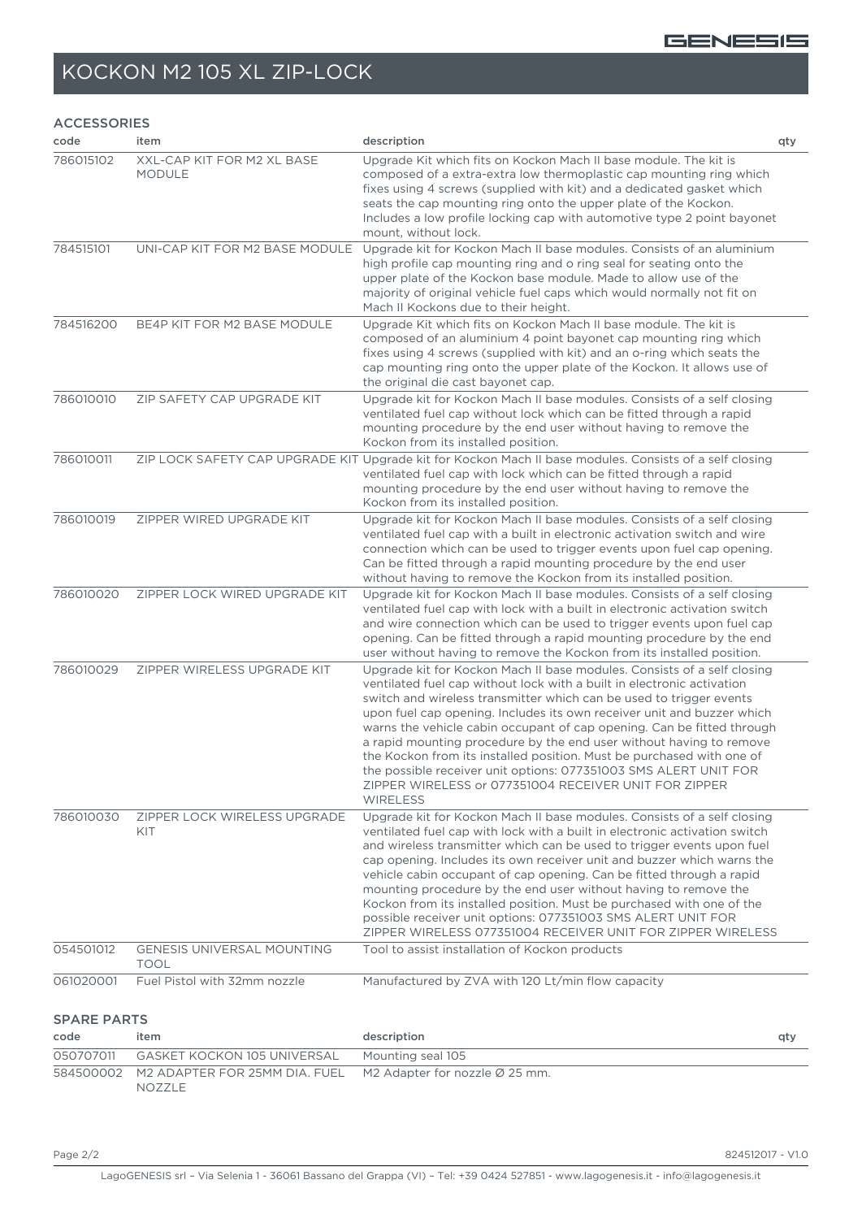# KOCKON M2 105 XL ZIP-LOCK

## ACCESSORIES

| code | item | description | qty |
|---|---|---|---|
| 786015102 | XXL-CAP KIT FOR M2 XL BASE MODULE | Upgrade Kit which fits on Kockon Mach II base module. The kit is composed of a extra-extra low thermoplastic cap mounting ring which fixes using 4 screws (supplied with kit) and a dedicated gasket which seats the cap mounting ring onto the upper plate of the Kockon. Includes a low profile locking cap with automotive type 2 point bayonet mount, without lock. | |
| 784515101 | UNI-CAP KIT FOR M2 BASE MODULE | Upgrade kit for Kockon Mach II base modules. Consists of an aluminium high profile cap mounting ring and o ring seal for seating onto the upper plate of the Kockon base module. Made to allow use of the majority of original vehicle fuel caps which would normally not fit on Mach II Kockons due to their height. | |
| 784516200 | BE4P KIT FOR M2 BASE MODULE | Upgrade Kit which fits on Kockon Mach II base module. The kit is composed of an aluminium 4 point bayonet cap mounting ring which fixes using 4 screws (supplied with kit) and an o-ring which seats the cap mounting ring onto the upper plate of the Kockon. It allows use of the original die cast bayonet cap. | |
| 786010010 | ZIP SAFETY CAP UPGRADE KIT | Upgrade kit for Kockon Mach II base modules. Consists of a self closing ventilated fuel cap without lock which can be fitted through a rapid mounting procedure by the end user without having to remove the Kockon from its installed position. | |
| 786010011 | ZIP LOCK SAFETY CAP UPGRADE KIT | Upgrade kit for Kockon Mach II base modules. Consists of a self closing ventilated fuel cap with lock which can be fitted through a rapid mounting procedure by the end user without having to remove the Kockon from its installed position. | |
| 786010019 | ZIPPER WIRED UPGRADE KIT | Upgrade kit for Kockon Mach II base modules. Consists of a self closing ventilated fuel cap with a built in electronic activation switch and wire connection which can be used to trigger events upon fuel cap opening. Can be fitted through a rapid mounting procedure by the end user without having to remove the Kockon from its installed position. | |
| 786010020 | ZIPPER LOCK WIRED UPGRADE KIT | Upgrade kit for Kockon Mach II base modules. Consists of a self closing ventilated fuel cap with lock with a built in electronic activation switch and wire connection which can be used to trigger events upon fuel cap opening. Can be fitted through a rapid mounting procedure by the end user without having to remove the Kockon from its installed position. | |
| 786010029 | ZIPPER WIRELESS UPGRADE KIT | Upgrade kit for Kockon Mach II base modules. Consists of a self closing ventilated fuel cap without lock with a built in electronic activation switch and wireless transmitter which can be used to trigger events upon fuel cap opening. Includes its own receiver unit and buzzer which warns the vehicle cabin occupant of cap opening. Can be fitted through a rapid mounting procedure by the end user without having to remove the Kockon from its installed position. Must be purchased with one of the possible receiver unit options: 077351003 SMS ALERT UNIT FOR ZIPPER WIRELESS or 077351004 RECEIVER UNIT FOR ZIPPER WIRELESS | |
| 786010030 | ZIPPER LOCK WIRELESS UPGRADE KIT | Upgrade kit for Kockon Mach II base modules. Consists of a self closing ventilated fuel cap with lock with a built in electronic activation switch and wireless transmitter which can be used to trigger events upon fuel cap opening. Includes its own receiver unit and buzzer which warns the vehicle cabin occupant of cap opening. Can be fitted through a rapid mounting procedure by the end user without having to remove the Kockon from its installed position. Must be purchased with one of the possible receiver unit options: 077351003 SMS ALERT UNIT FOR ZIPPER WIRELESS 077351004 RECEIVER UNIT FOR ZIPPER WIRELESS | |
| 054501012 | GENESIS UNIVERSAL MOUNTING TOOL | Tool to assist installation of Kockon products | |
| 061020001 | Fuel Pistol with 32mm nozzle | Manufactured by ZVA with 120 Lt/min flow capacity | |

## SPARE PARTS

| code | item | description | qty |
|---|---|---|---|
| 050707011 | GASKET KOCKON 105 UNIVERSAL | Mounting seal 105 | |
| 584500002 | M2 ADAPTER FOR 25MM DIA. FUEL NOZZLE | M2 Adapter for nozzle Ø 25 mm. | |

824512017 - V1.0

LagoGENESIS srl – Via Selenia 1 - 36061 Bassano del Grappa (VI) – Tel: +39 0424 527851 - www.lagogenesis.it - info@lagogenesis.it